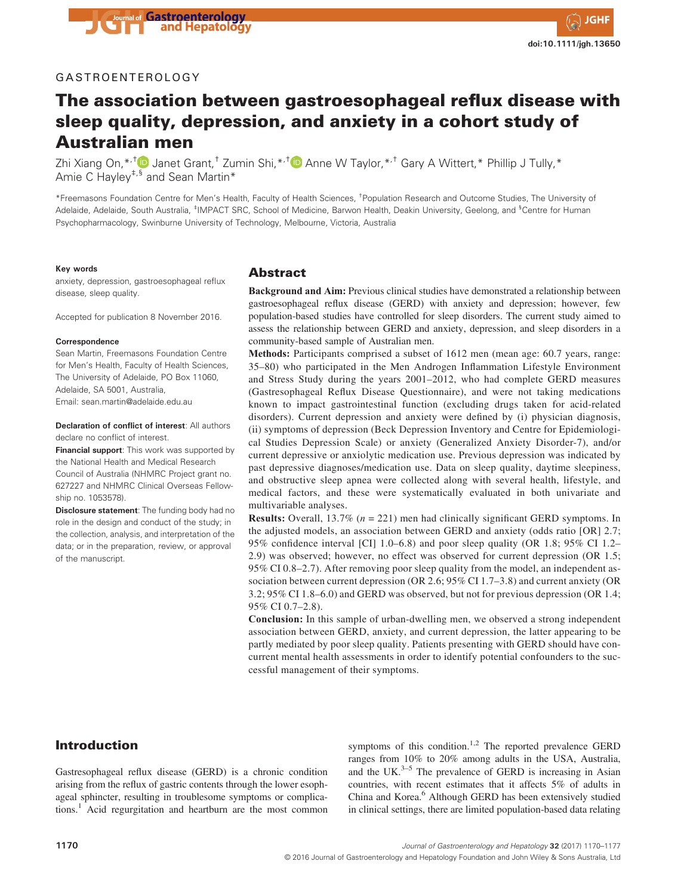GASTROENTEROLOGY

# The association between gastroesophageal reflux disease with sleep quality, depression, and anxiety in a cohort study of Australian men

Zhi Xiang On,[*,†] Janet Grant,[†] Zumin Shi,[*,†] Anne W Taylor,[*,†] Gary A Wittert,[*] Phillip J Tully,[*] Amie C Hayley[‡,§] and Sean Martin[*]

[*]Freemasons Foundation Centre for Men's Health, Faculty of Health Sciences, [†]Population Research and Outcome Studies, The University of Adelaide, Adelaide, South Australia, [‡]IMPACT SRC, School of Medicine, Barwon Health, Deakin University, Geelong, and [§]Centre for Human Psychopharmacology, Swinburne University of Technology, Melbourne, Victoria, Australia

**Key words**
anxiety, depression, gastroesophageal reflux disease, sleep quality.

Accepted for publication 8 November 2016.

**Correspondence**
Sean Martin, Freemasons Foundation Centre for Men's Health, Faculty of Health Sciences, The University of Adelaide, PO Box 11060, Adelaide, SA 5001, Australia,
Email: sean.martin@adelaide.edu.au

**Declaration of conflict of interest**: All authors declare no conflict of interest.

**Financial support**: This work was supported by the National Health and Medical Research Council of Australia (NHMRC Project grant no. 627227 and NHMRC Clinical Overseas Fellowship no. 1053578).

**Disclosure statement**: The funding body had no role in the design and conduct of the study; in the collection, analysis, and interpretation of the data; or in the preparation, review, or approval of the manuscript.

## Abstract

**Background and Aim:** Previous clinical studies have demonstrated a relationship between gastroesophageal reflux disease (GERD) with anxiety and depression; however, few population-based studies have controlled for sleep disorders. The current study aimed to assess the relationship between GERD and anxiety, depression, and sleep disorders in a community-based sample of Australian men.

**Methods:** Participants comprised a subset of 1612 men (mean age: 60.7 years, range: 35–80) who participated in the Men Androgen Inflammation Lifestyle Environment and Stress Study during the years 2001–2012, who had complete GERD measures (Gastresophageal Reflux Disease Questionnaire), and were not taking medications known to impact gastrointestinal function (excluding drugs taken for acid-related disorders). Current depression and anxiety were defined by (i) physician diagnosis, (ii) symptoms of depression (Beck Depression Inventory and Centre for Epidemiological Studies Depression Scale) or anxiety (Generalized Anxiety Disorder-7), and/or current depressive or anxiolytic medication use. Previous depression was indicated by past depressive diagnoses/medication use. Data on sleep quality, daytime sleepiness, and obstructive sleep apnea were collected along with several health, lifestyle, and medical factors, and these were systematically evaluated in both univariate and multivariable analyses.

**Results:** Overall, 13.7% ($n = 221$) men had clinically significant GERD symptoms. In the adjusted models, an association between GERD and anxiety (odds ratio [OR] 2.7; 95% confidence interval [CI] 1.0–6.8) and poor sleep quality (OR 1.8; 95% CI 1.2–2.9) was observed; however, no effect was observed for current depression (OR 1.5; 95% CI 0.8–2.7). After removing poor sleep quality from the model, an independent association between current depression (OR 2.6; 95% CI 1.7–3.8) and current anxiety (OR 3.2; 95% CI 1.8–6.0) and GERD was observed, but not for previous depression (OR 1.4; 95% CI 0.7–2.8).

**Conclusion:** In this sample of urban-dwelling men, we observed a strong independent association between GERD, anxiety, and current depression, the latter appearing to be partly mediated by poor sleep quality. Patients presenting with GERD should have concurrent mental health assessments in order to identify potential confounders to the successful management of their symptoms.

## Introduction

Gastresophageal reflux disease (GERD) is a chronic condition arising from the reflux of gastric contents through the lower esophageal sphincter, resulting in troublesome symptoms or complications.[1] Acid regurgitation and heartburn are the most common symptoms of this condition.[1,2] The reported prevalence GERD ranges from 10% to 20% among adults in the USA, Australia, and the UK.[3–5] The prevalence of GERD is increasing in Asian countries, with recent estimates that it affects 5% of adults in China and Korea.[6] Although GERD has been extensively studied in clinical settings, there are limited population-based data relating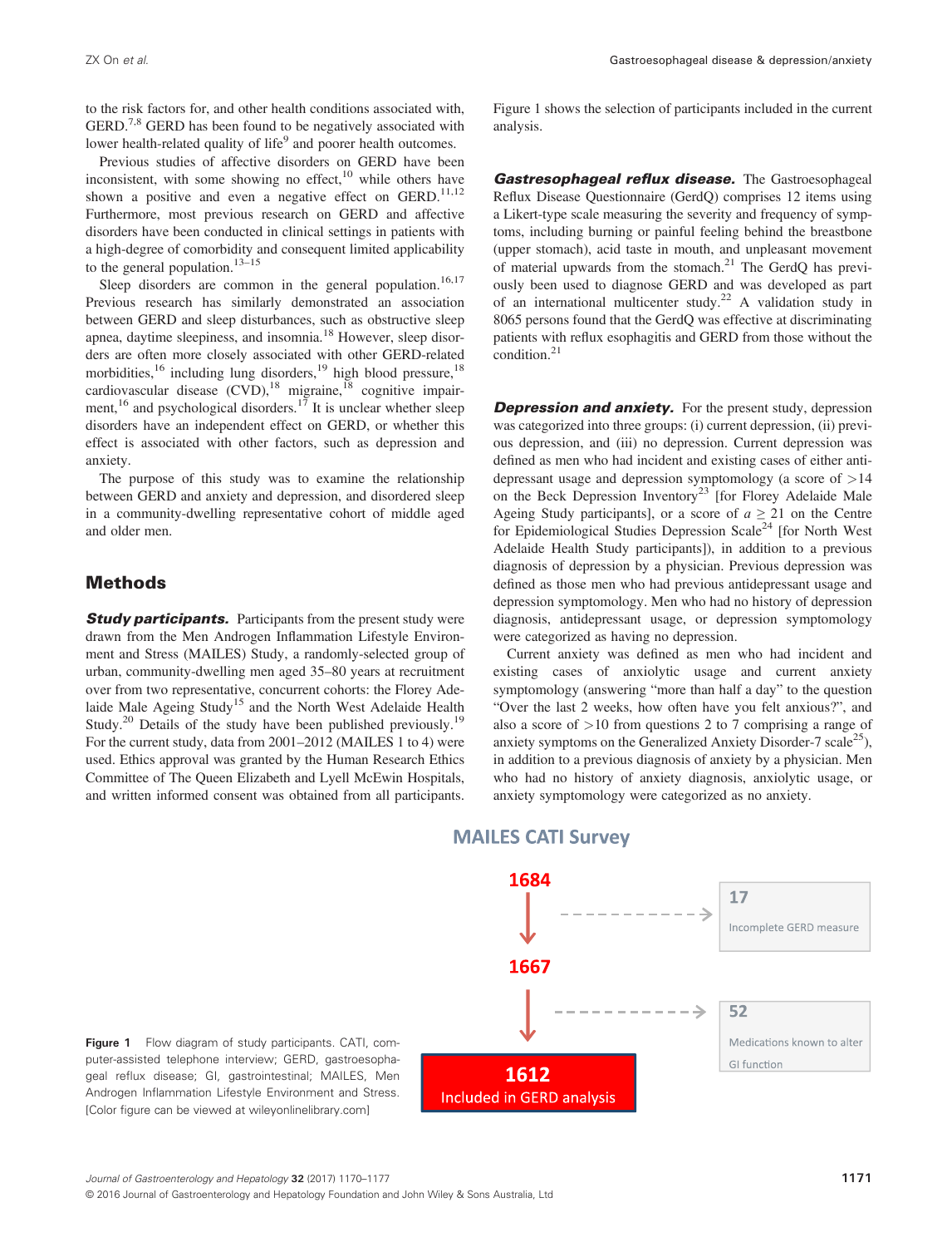to the risk factors for, and other health conditions associated with, GERD.[7,8] GERD has been found to be negatively associated with lower health-related quality of life[9] and poorer health outcomes.

Previous studies of affective disorders on GERD have been inconsistent, with some showing no effect,[10] while others have shown a positive and even a negative effect on GERD.[11,12] Furthermore, most previous research on GERD and affective disorders have been conducted in clinical settings in patients with a high-degree of comorbidity and consequent limited applicability to the general population.[13–15]

Sleep disorders are common in the general population.[16,17] Previous research has similarly demonstrated an association between GERD and sleep disturbances, such as obstructive sleep apnea, daytime sleepiness, and insomnia.[18] However, sleep disorders are often more closely associated with other GERD-related morbidities,[16] including lung disorders,[19] high blood pressure,[18] cardiovascular disease (CVD),[18] migraine,[18] cognitive impairment,[16] and psychological disorders.[17] It is unclear whether sleep disorders have an independent effect on GERD, or whether this effect is associated with other factors, such as depression and anxiety.

The purpose of this study was to examine the relationship between GERD and anxiety and depression, and disordered sleep in a community-dwelling representative cohort of middle aged and older men.

## Methods

***Study participants.*** Participants from the present study were drawn from the Men Androgen Inflammation Lifestyle Environment and Stress (MAILES) Study, a randomly-selected group of urban, community-dwelling men aged 35–80 years at recruitment over from two representative, concurrent cohorts: the Florey Adelaide Male Ageing Study[15] and the North West Adelaide Health Study.[20] Details of the study have been published previously.[19] For the current study, data from 2001–2012 (MAILES 1 to 4) were used. Ethics approval was granted by the Human Research Ethics Committee of The Queen Elizabeth and Lyell McEwin Hospitals, and written informed consent was obtained from all participants. Figure 1 shows the selection of participants included in the current analysis.

***Gastresophageal reflux disease.*** The Gastroesophageal Reflux Disease Questionnaire (GerdQ) comprises 12 items using a Likert-type scale measuring the severity and frequency of symptoms, including burning or painful feeling behind the breastbone (upper stomach), acid taste in mouth, and unpleasant movement of material upwards from the stomach.[21] The GerdQ has previously been used to diagnose GERD and was developed as part of an international multicenter study.[22] A validation study in 8065 persons found that the GerdQ was effective at discriminating patients with reflux esophagitis and GERD from those without the condition.[21]

***Depression and anxiety.*** For the present study, depression was categorized into three groups: (i) current depression, (ii) previous depression, and (iii) no depression. Current depression was defined as men who had incident and existing cases of either antidepressant usage and depression symptomology (a score of $>14$ on the Beck Depression Inventory[23] [for Florey Adelaide Male Ageing Study participants], or a score of $a \geq 21$ on the Centre for Epidemiological Studies Depression Scale[24] [for North West Adelaide Health Study participants]), in addition to a previous diagnosis of depression by a physician. Previous depression was defined as those men who had previous antidepressant usage and depression symptomology. Men who had no history of depression diagnosis, antidepressant usage, or depression symptomology were categorized as having no depression.

Current anxiety was defined as men who had incident and existing cases of anxiolytic usage and current anxiety symptomology (answering "more than half a day" to the question "Over the last 2 weeks, how often have you felt anxious?", and also a score of $>10$ from questions 2 to 7 comprising a range of anxiety symptoms on the Generalized Anxiety Disorder-7 scale[25]), in addition to a previous diagnosis of anxiety by a physician. Men who had no history of anxiety diagnosis, anxiolytic usage, or anxiety symptomology were categorized as no anxiety.

MAILES CATI Survey

1684 → 17 Incomplete GERD measure

1667 → 52 Medications known to alter GI function

1612 Included in GERD analysis

**Figure 1** Flow diagram of study participants. CATI, computer-assisted telephone interview; GERD, gastroesophageal reflux disease; GI, gastrointestinal; MAILES, Men Androgen Inflammation Lifestyle Environment and Stress. [Color figure can be viewed at wileyonlinelibrary.com]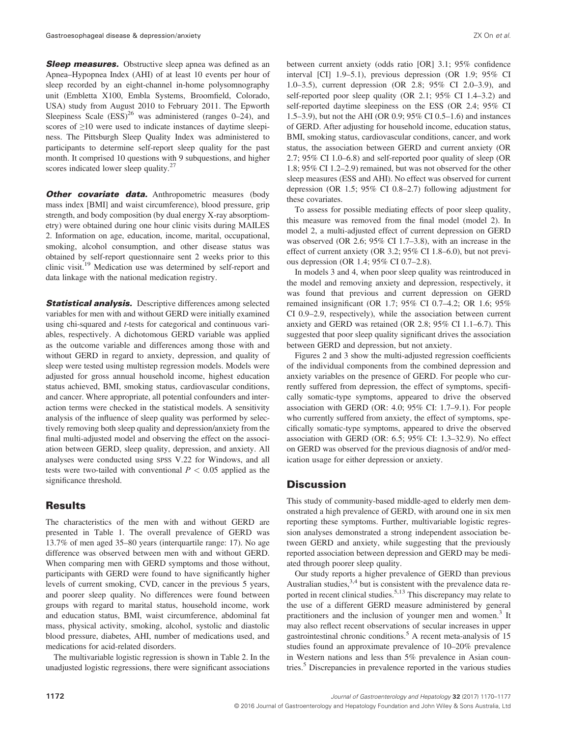***Sleep measures.*** Obstructive sleep apnea was defined as an Apnea–Hypopnea Index (AHI) of at least 10 events per hour of sleep recorded by an eight-channel in-home polysomnography unit (Embletta X100, Embla Systems, Broomfield, Colorado, USA) study from August 2010 to February 2011. The Epworth Sleepiness Scale (ESS)[26] was administered (ranges 0–24), and scores of ≥10 were used to indicate instances of daytime sleepiness. The Pittsburgh Sleep Quality Index was administered to participants to determine self-report sleep quality for the past month. It comprised 10 questions with 9 subquestions, and higher scores indicated lower sleep quality.[27]

***Other covariate data.*** Anthropometric measures (body mass index [BMI] and waist circumference), blood pressure, grip strength, and body composition (by dual energy X-ray absorptiometry) were obtained during one hour clinic visits during MAILES 2. Information on age, education, income, marital, occupational, smoking, alcohol consumption, and other disease status was obtained by self-report questionnaire sent 2 weeks prior to this clinic visit.[19] Medication use was determined by self-report and data linkage with the national medication registry.

***Statistical analysis.*** Descriptive differences among selected variables for men with and without GERD were initially examined using chi-squared and *t*-tests for categorical and continuous variables, respectively. A dichotomous GERD variable was applied as the outcome variable and differences among those with and without GERD in regard to anxiety, depression, and quality of sleep were tested using multistep regression models. Models were adjusted for gross annual household income, highest education status achieved, BMI, smoking status, cardiovascular conditions, and cancer. Where appropriate, all potential confounders and interaction terms were checked in the statistical models. A sensitivity analysis of the influence of sleep quality was performed by selectively removing both sleep quality and depression/anxiety from the final multi-adjusted model and observing the effect on the association between GERD, sleep quality, depression, and anxiety. All analyses were conducted using SPSS V.22 for Windows, and all tests were two-tailed with conventional $P < 0.05$ applied as the significance threshold.

## Results

The characteristics of the men with and without GERD are presented in Table 1. The overall prevalence of GERD was 13.7% of men aged 35–80 years (interquartile range: 17). No age difference was observed between men with and without GERD. When comparing men with GERD symptoms and those without, participants with GERD were found to have significantly higher levels of current smoking, CVD, cancer in the previous 5 years, and poorer sleep quality. No differences were found between groups with regard to marital status, household income, work and education status, BMI, waist circumference, abdominal fat mass, physical activity, smoking, alcohol, systolic and diastolic blood pressure, diabetes, AHI, number of medications used, and medications for acid-related disorders.

The multivariable logistic regression is shown in Table 2. In the unadjusted logistic regressions, there were significant associations between current anxiety (odds ratio [OR] 3.1; 95% confidence interval [CI] 1.9–5.1), previous depression (OR 1.9; 95% CI 1.0–3.5), current depression (OR 2.8; 95% CI 2.0–3.9), and self-reported poor sleep quality (OR 2.1; 95% CI 1.4–3.2) and self-reported daytime sleepiness on the ESS (OR 2.4; 95% CI 1.5–3.9), but not the AHI (OR 0.9; 95% CI 0.5–1.6) and instances of GERD. After adjusting for household income, education status, BMI, smoking status, cardiovascular conditions, cancer, and work status, the association between GERD and current anxiety (OR 2.7; 95% CI 1.0–6.8) and self-reported poor quality of sleep (OR 1.8; 95% CI 1.2–2.9) remained, but was not observed for the other sleep measures (ESS and AHI). No effect was observed for current depression (OR 1.5; 95% CI 0.8–2.7) following adjustment for these covariates.

To assess for possible mediating effects of poor sleep quality, this measure was removed from the final model (model 2). In model 2, a multi-adjusted effect of current depression on GERD was observed (OR 2.6; 95% CI 1.7–3.8), with an increase in the effect of current anxiety (OR 3.2; 95% CI 1.8–6.0), but not previous depression (OR 1.4; 95% CI 0.7–2.8).

In models 3 and 4, when poor sleep quality was reintroduced in the model and removing anxiety and depression, respectively, it was found that previous and current depression on GERD remained insignificant (OR 1.7; 95% CI 0.7–4.2; OR 1.6; 95% CI 0.9–2.9, respectively), while the association between current anxiety and GERD was retained (OR 2.8; 95% CI 1.1–6.7). This suggested that poor sleep quality significant drives the association between GERD and depression, but not anxiety.

Figures 2 and 3 show the multi-adjusted regression coefficients of the individual components from the combined depression and anxiety variables on the presence of GERD. For people who currently suffered from depression, the effect of symptoms, specifically somatic-type symptoms, appeared to drive the observed association with GERD (OR: 4.0; 95% CI: 1.7–9.1). For people who currently suffered from anxiety, the effect of symptoms, specifically somatic-type symptoms, appeared to drive the observed association with GERD (OR: 6.5; 95% CI: 1.3–32.9). No effect on GERD was observed for the previous diagnosis of and/or medication usage for either depression or anxiety.

## Discussion

This study of community-based middle-aged to elderly men demonstrated a high prevalence of GERD, with around one in six men reporting these symptoms. Further, multivariable logistic regression analyses demonstrated a strong independent association between GERD and anxiety, while suggesting that the previously reported association between depression and GERD may be mediated through poorer sleep quality.

Our study reports a higher prevalence of GERD than previous Australian studies,[3,4] but is consistent with the prevalence data reported in recent clinical studies.[5,13] This discrepancy may relate to the use of a different GERD measure administered by general practitioners and the inclusion of younger men and women.[3] It may also reflect recent observations of secular increases in upper gastrointestinal chronic conditions.[5] A recent meta-analysis of 15 studies found an approximate prevalence of 10–20% prevalence in Western nations and less than 5% prevalence in Asian countries.[5] Discrepancies in prevalence reported in the various studies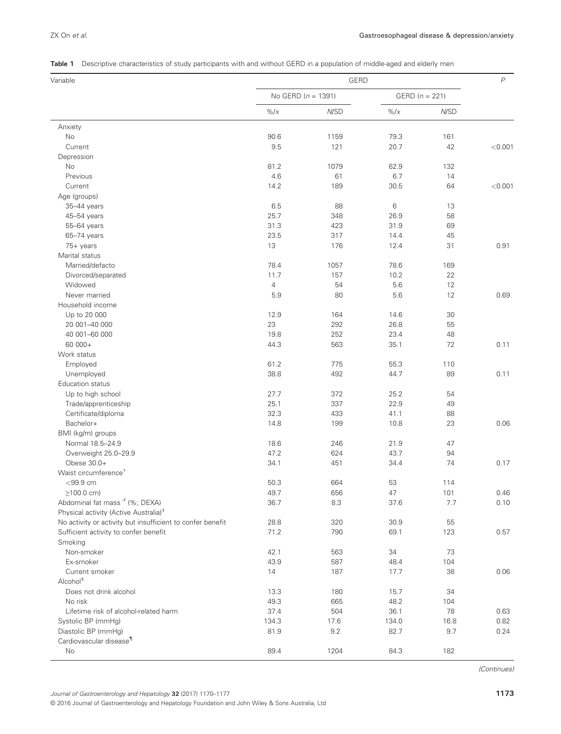**Table 1** Descriptive characteristics of study participants with and without GERD in a population of middle-aged and elderly men

| Variable | GERD | | | | $P$ |
|---|---|---|---|---|---|
| | No GERD ($n$ = 1391) | | GERD ($n$ = 221) | | |
| | %/$x$ | $N$/SD | %/$x$ | $N$/SD | |
| Anxiety | | | | | |
| No | 90.6 | 1159 | 79.3 | 161 | |
| Current | 9.5 | 121 | 20.7 | 42 | <0.001 |
| Depression | | | | | |
| No | 81.2 | 1079 | 62.9 | 132 | |
| Previous | 4.6 | 61 | 6.7 | 14 | |
| Current | 14.2 | 189 | 30.5 | 64 | <0.001 |
| Age (groups) | | | | | |
| 35–44 years | 6.5 | 88 | 6 | 13 | |
| 45–54 years | 25.7 | 348 | 26.9 | 58 | |
| 55–64 years | 31.3 | 423 | 31.9 | 69 | |
| 65–74 years | 23.5 | 317 | 14.4 | 45 | |
| 75+ years | 13 | 176 | 12.4 | 31 | 0.91 |
| Marital status | | | | | |
| Married/defacto | 78.4 | 1057 | 78.6 | 169 | |
| Divorced/separated | 11.7 | 157 | 10.2 | 22 | |
| Widowed | 4 | 54 | 5.6 | 12 | |
| Never married | 5.9 | 80 | 5.6 | 12 | 0.69 |
| Household income | | | | | |
| Up to 20 000 | 12.9 | 164 | 14.6 | 30 | |
| 20 001–40 000 | 23 | 292 | 26.8 | 55 | |
| 40 001–60 000 | 19.8 | 252 | 23.4 | 48 | |
| 60 000+ | 44.3 | 563 | 35.1 | 72 | 0.11 |
| Work status | | | | | |
| Employed | 61.2 | 775 | 55.3 | 110 | |
| Unemployed | 38.8 | 492 | 44.7 | 89 | 0.11 |
| Education status | | | | | |
| Up to high school | 27.7 | 372 | 25.2 | 54 | |
| Trade/apprenticeship | 25.1 | 337 | 22.9 | 49 | |
| Certificate/diploma | 32.3 | 433 | 41.1 | 88 | |
| Bachelor+ | 14.8 | 199 | 10.8 | 23 | 0.06 |
| BMI (kg/m) groups | | | | | |
| Normal 18.5–24.9 | 18.6 | 246 | 21.9 | 47 | |
| Overweight 25.0–29.9 | 47.2 | 624 | 43.7 | 94 | |
| Obese 30.0+ | 34.1 | 451 | 34.4 | 74 | 0.17 |
| Waist circumference[†] | | | | | |
| <99.9 cm | 50.3 | 664 | 53 | 114 | |
| ≥100.0 cm) | 49.7 | 656 | 47 | 101 | 0.46 |
| Abdominal fat mass[Δ] (%; DEXA) | 36.7 | 8.3 | 37.6 | 7.7 | 0.10 |
| Physical activity (Active Australia)[‡] | | | | | |
| No activity or activity but insufficient to confer benefit | 28.8 | 320 | 30.9 | 55 | |
| Sufficient activity to confer benefit | 71.2 | 790 | 69.1 | 123 | 0.57 |
| Smoking | | | | | |
| Non-smoker | 42.1 | 563 | 34 | 73 | |
| Ex-smoker | 43.9 | 587 | 48.4 | 104 | |
| Current smoker | 14 | 187 | 17.7 | 38 | 0.06 |
| Alcohol[§] | | | | | |
| Does not drink alcohol | 13.3 | 180 | 15.7 | 34 | |
| No risk | 49.3 | 665 | 48.2 | 104 | |
| Lifetime risk of alcohol-related harm | 37.4 | 504 | 36.1 | 78 | 0.63 |
| Systolic BP (mmHg) | 134.3 | 17.6 | 134.0 | 16.8 | 0.82 |
| Diastolic BP (mmHg) | 81.9 | 9.2 | 82.7 | 9.7 | 0.24 |
| Cardiovascular disease[¶] | | | | | |
| No | 89.4 | 1204 | 84.3 | 182 | |

*(Continues)*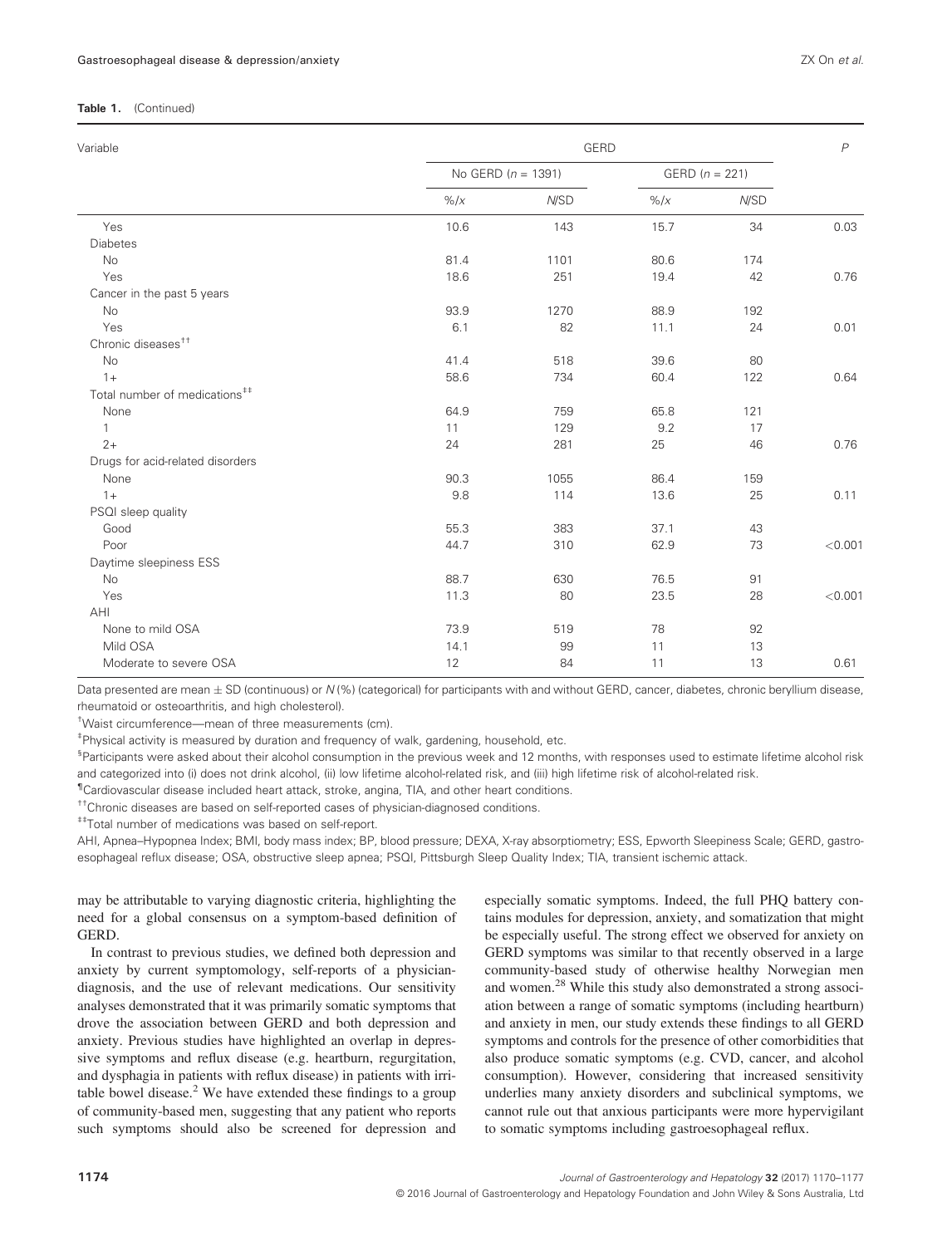**Table 1.** (Continued)

| Variable | GERD | | | | *P* |
|---|---|---|---|---|---|
| | No GERD (*n* = 1391) | | GERD (*n* = 221) | | |
| | %/*x* | *N*/SD | %/*x* | *N*/SD | |
| Yes | 10.6 | 143 | 15.7 | 34 | 0.03 |
| Diabetes | | | | | |
| No | 81.4 | 1101 | 80.6 | 174 | |
| Yes | 18.6 | 251 | 19.4 | 42 | 0.76 |
| Cancer in the past 5 years | | | | | |
| No | 93.9 | 1270 | 88.9 | 192 | |
| Yes | 6.1 | 82 | 11.1 | 24 | 0.01 |
| Chronic diseases[††] | | | | | |
| No | 41.4 | 518 | 39.6 | 80 | |
| 1+ | 58.6 | 734 | 60.4 | 122 | 0.64 |
| Total number of medications[‡‡] | | | | | |
| None | 64.9 | 759 | 65.8 | 121 | |
| 1 | 11 | 129 | 9.2 | 17 | |
| 2+ | 24 | 281 | 25 | 46 | 0.76 |
| Drugs for acid-related disorders | | | | | |
| None | 90.3 | 1055 | 86.4 | 159 | |
| 1+ | 9.8 | 114 | 13.6 | 25 | 0.11 |
| PSQI sleep quality | | | | | |
| Good | 55.3 | 383 | 37.1 | 43 | |
| Poor | 44.7 | 310 | 62.9 | 73 | <0.001 |
| Daytime sleepiness ESS | | | | | |
| No | 88.7 | 630 | 76.5 | 91 | |
| Yes | 11.3 | 80 | 23.5 | 28 | <0.001 |
| AHI | | | | | |
| None to mild OSA | 73.9 | 519 | 78 | 92 | |
| Mild OSA | 14.1 | 99 | 11 | 13 | |
| Moderate to severe OSA | 12 | 84 | 11 | 13 | 0.61 |

Data presented are mean ± SD (continuous) or *N* (%) (categorical) for participants with and without GERD, cancer, diabetes, chronic beryllium disease, rheumatoid or osteoarthritis, and high cholesterol).

[†]Waist circumference—mean of three measurements (cm).

[‡]Physical activity is measured by duration and frequency of walk, gardening, household, etc.

[§]Participants were asked about their alcohol consumption in the previous week and 12 months, with responses used to estimate lifetime alcohol risk and categorized into (i) does not drink alcohol, (ii) low lifetime alcohol-related risk, and (iii) high lifetime risk of alcohol-related risk.

[¶]Cardiovascular disease included heart attack, stroke, angina, TIA, and other heart conditions.

[††]Chronic diseases are based on self-reported cases of physician-diagnosed conditions.

[‡‡]Total number of medications was based on self-report.

AHI, Apnea–Hypopnea Index; BMI, body mass index; BP, blood pressure; DEXA, X-ray absorptiometry; ESS, Epworth Sleepiness Scale; GERD, gastroesophageal reflux disease; OSA, obstructive sleep apnea; PSQI, Pittsburgh Sleep Quality Index; TIA, transient ischemic attack.

may be attributable to varying diagnostic criteria, highlighting the need for a global consensus on a symptom-based definition of GERD.

In contrast to previous studies, we defined both depression and anxiety by current symptomology, self-reports of a physician-diagnosis, and the use of relevant medications. Our sensitivity analyses demonstrated that it was primarily somatic symptoms that drove the association between GERD and both depression and anxiety. Previous studies have highlighted an overlap in depressive symptoms and reflux disease (e.g. heartburn, regurgitation, and dysphagia in patients with reflux disease) in patients with irritable bowel disease.[2] We have extended these findings to a group of community-based men, suggesting that any patient who reports such symptoms should also be screened for depression and especially somatic symptoms. Indeed, the full PHQ battery contains modules for depression, anxiety, and somatization that might be especially useful. The strong effect we observed for anxiety on GERD symptoms was similar to that recently observed in a large community-based study of otherwise healthy Norwegian men and women.[28] While this study also demonstrated a strong association between a range of somatic symptoms (including heartburn) and anxiety in men, our study extends these findings to all GERD symptoms and controls for the presence of other comorbidities that also produce somatic symptoms (e.g. CVD, cancer, and alcohol consumption). However, considering that increased sensitivity underlies many anxiety disorders and subclinical symptoms, we cannot rule out that anxious participants were more hypervigilant to somatic symptoms including gastroesophageal reflux.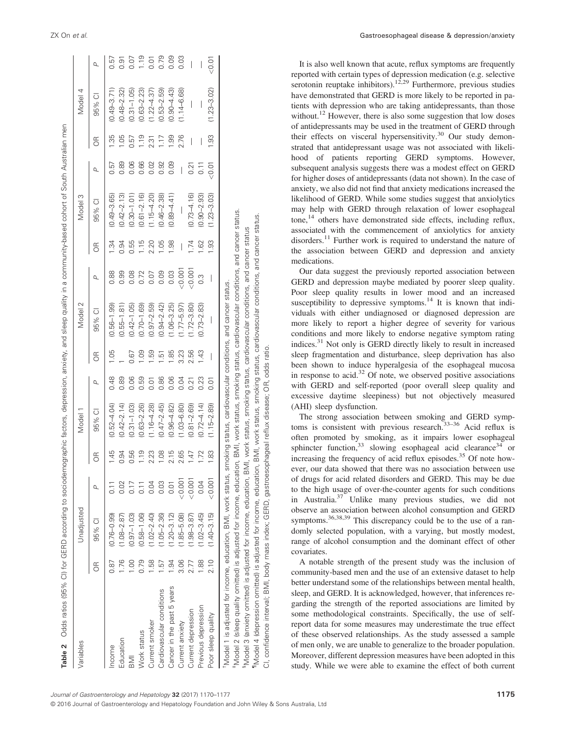**Table 2** Odds ratios (95% CI) for GERD according to sociodemographic factors, depression, anxiety, and sleep quality in a community-based cohort of South Australian men

| Variables | Unadjusted | | | Model 1 | | | Model 2 | | | Model 3 | | | Model 4 | | |
|---|---|---|---|---|---|---|---|---|---|---|---|---|---|---|---|
| | OR | 95% CI | P | OR | 95% CI | P | OR | 95% CI | P | OR | 95% CI | P | OR | 95% CI | P |
| Income | 0.87 | (0.76–0.99) | 0.11 | 1.45 | (0.52–4.04) | 0.48 | 1.05 | (0.56–1.99) | 0.88 | 1.34 | (0.49–3.65) | 0.57 | 1.35 | (0.49–3.71) | 0.57 |
| Education | 1.76 | (1.08–2.87) | 0.02 | 0.94 | (0.42–2.14) | 0.89 | 1 | (0.55–1.81) | 0.99 | 0.94 | (0.42–2.13) | 0.89 | 1.05 | (0.48–2.32) | 0.91 |
| BMI | 1.00 | (0.97–1.03) | 0.17 | 0.56 | (0.31–1.03) | 0.06 | 0.67 | (0.42–1.05) | 0.08 | 0.55 | (0.30–1.01) | 0.06 | 0.57 | (0.31–1.05) | 0.07 |
| Work status | 0.79 | (0.58–1.06) | 0.11 | 1.19 | (0.63–2.26) | 0.59 | 1.09 | (0.70–1.69) | 0.72 | 1.15 | (0.61–2.16) | 0.66 | 1.19 | (0.63–2.23) | 1.19 |
| Current smoker | 1.58 | (1.02–2.40) | 0.04 | 2.23 | (1.16–4.28) | 0.01 | 1.59 | (0.97–2.59) | 0.07 | 2.20 | (1.15–4.20) | 0.02 | 2.31 | (1.22–4.37) | 0.01 |
| Cardiovascular conditions | 1.57 | (1.05–2.36) | 0.03 | 1.08 | (0.47–2.45) | 0.86 | 1.51 | (0.94–2.42) | 0.09 | 1.05 | (0.46–2.38) | 0.92 | 1.17 | (0.53–2.59) | 0.79 |
| Cancer in the past 5 years | 1.94 | (1.20–3.12) | 0.01 | 2.15 | (0.96–4.82) | 0.06 | 1.85 | (1.06–3.25) | 0.03 | 1.98 | (0.89–4.41) | 0.09 | 1.99 | (0.90–4.43) | 0.09 |
| Current anxiety | 3.06 | (1.85–5.08) | <0.001 | 2.65 | (1.03–6.80) | 0.04 | 3.23 | (1.77–5.97) | <0.001 | — | — | — | 2.76 | (1.14–6.68) | 0.03 |
| Current depression | 2.77 | (1.98–3.87) | <0.001 | 1.47 | (0.81–2.69) | 0.21 | 2.56 | (1.72–3.80) | <0.001 | 1.74 | (0.73–4.16) | 0.21 | — | — | — |
| Previous depression | 1.88 | (1.02–3.45) | 0.04 | 1.72 | (0.72–4.14) | 0.23 | 1.43 | (0.73–2.83) | 0.3 | 1.62 | (0.90–2.93) | 0.11 | — | — | — |
| Poor sleep quality | 2.10 | (1.40–3.15) | <0.001 | 1.83 | (1.15–2.89) | 0.01 | — | — | — | 1.93 | (1.23–3.03) | <0.01 | 1.93 | (1.23–3.02) | <0.01 |

†Model 1 is adjusted for income, education, BMI, work status, smoking status, cardiovascular conditions, and cancer status.
‡Model 2 (sleep quality omitted) is adjusted for income, education, BMI, work status, smoking status, cardiovascular conditions, and cancer status.
§Model 3 (anxiety omitted) is adjusted for income, education, BMI, work status, smoking status, cardiovascular conditions, and cancer status
¶Model 4 (depression omitted) is adjusted for income, education, BMI, work status, smoking status, cardiovascular conditions, and cancer status.
CI, confidence interval; BMI, body mass index; GERD, gastroesophageal reflux disease; OR, odds ratio.

It is also well known that acute, reflux symptoms are frequently reported with certain types of depression medication (e.g. selective serotonin reuptake inhibitors).[12,29] Furthermore, previous studies have demonstrated that GERD is more likely to be reported in patients with depression who are taking antidepressants, than those without.[12] However, there is also some suggestion that low doses of antidepressants may be used in the treatment of GERD through their effects on visceral hypersensitivity.[30] Our study demonstrated that antidepressant usage was not associated with likelihood of patients reporting GERD symptoms. However, subsequent analysis suggests there was a modest effect on GERD for higher doses of antidepressants (data not shown). In the case of anxiety, we also did not find that anxiety medications increased the likelihood of GERD. While some studies suggest that anxiolytics may help with GERD through relaxation of lower esophageal tone,[14] others have demonstrated side effects, including reflux, associated with the commencement of anxiolytics for anxiety disorders.[11] Further work is required to understand the nature of the association between GERD and depression and anxiety medications.

Our data suggest the previously reported association between GERD and depression maybe mediated by poorer sleep quality. Poor sleep quality results in lower mood and an increased susceptibility to depressive symptoms.[14] It is known that individuals with either undiagnosed or diagnosed depression are more likely to report a higher degree of severity for various conditions and more likely to endorse negative symptom rating indices.[31] Not only is GERD directly likely to result in increased sleep fragmentation and disturbance, sleep deprivation has also been shown to induce hyperalgesia of the esophageal mucosa in response to acid.[32] Of note, we observed positive associations with GERD and self-reported (poor overall sleep quality and excessive daytime sleepiness) but not objectively measured (AHI) sleep dysfunction.

The strong association between smoking and GERD symptoms is consistent with previous research.[33–36] Acid reflux is often promoted by smoking, as it impairs lower esophageal sphincter function,[33] slowing esophageal acid clearance[34] or increasing the frequency of acid reflux episodes.[35] Of note however, our data showed that there was no association between use of drugs for acid related disorders and GERD. This may be due to the high usage of over-the-counter agents for such conditions in Australia.[37] Unlike many previous studies, we did not observe an association between alcohol consumption and GERD symptoms.[36,38,39] This discrepancy could be to the use of a randomly selected population, with a varying, but mostly modest, range of alcohol consumption and the dominant effect of other covariates.

A notable strength of the present study was the inclusion of community-based men and the use of an extensive dataset to help better understand some of the relationships between mental health, sleep, and GERD. It is acknowledged, however, that inferences regarding the strength of the reported associations are limited by some methodological constraints. Specifically, the use of self-report data for some measures may underestimate the true effect of these observed relationships. As the study assessed a sample of men only, we are unable to generalize to the broader population. Moreover, different depression measures have been adopted in this study. While we were able to examine the effect of both current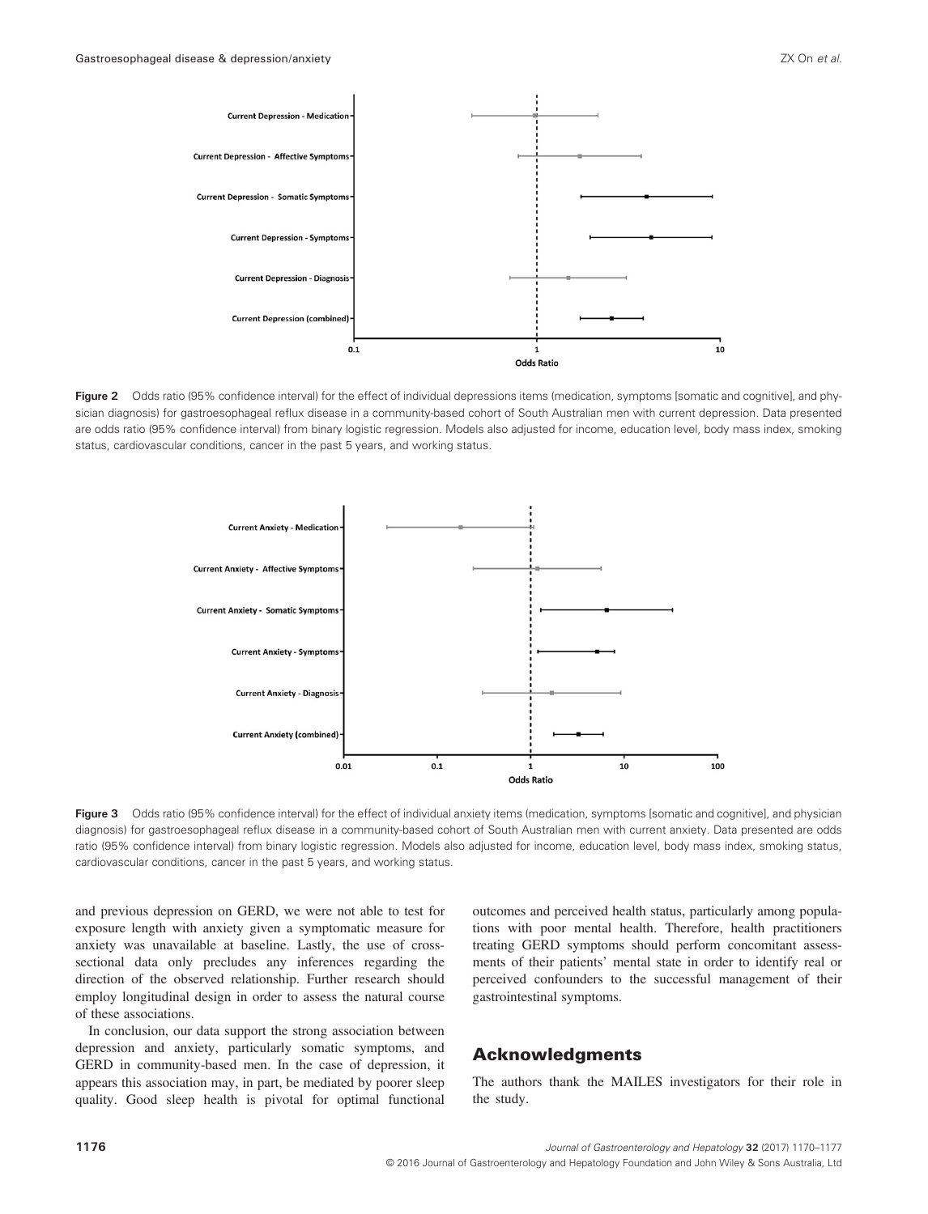Figure 2 Odds ratio (95% confidence interval) for the effect of individual depressions items (medication, symptoms [somatic and cognitive], and physician diagnosis) for gastroesophageal reflux disease in a community-based cohort of South Australian men with current depression. Data presented are odds ratio (95% confidence interval) from binary logistic regression. Models also adjusted for income, education level, body mass index, smoking status, cardiovascular conditions, cancer in the past 5 years, and working status.

Figure 3 Odds ratio (95% confidence interval) for the effect of individual anxiety items (medication, symptoms [somatic and cognitive], and physician diagnosis) for gastroesophageal reflux disease in a community-based cohort of South Australian men with current anxiety. Data presented are odds ratio (95% confidence interval) from binary logistic regression. Models also adjusted for income, education level, body mass index, smoking status, cardiovascular conditions, cancer in the past 5 years, and working status.

and previous depression on GERD, we were not able to test for exposure length with anxiety given a symptomatic measure for anxiety was unavailable at baseline. Lastly, the use of cross-sectional data only precludes any inferences regarding the direction of the observed relationship. Further research should employ longitudinal design in order to assess the natural course of these associations.

In conclusion, our data support the strong association between depression and anxiety, particularly somatic symptoms, and GERD in community-based men. In the case of depression, it appears this association may, in part, be mediated by poorer sleep quality. Good sleep health is pivotal for optimal functional outcomes and perceived health status, particularly among populations with poor mental health. Therefore, health practitioners treating GERD symptoms should perform concomitant assessments of their patients' mental state in order to identify real or perceived confounders to the successful management of their gastrointestinal symptoms.

## Acknowledgments

The authors thank the MAILES investigators for their role in the study.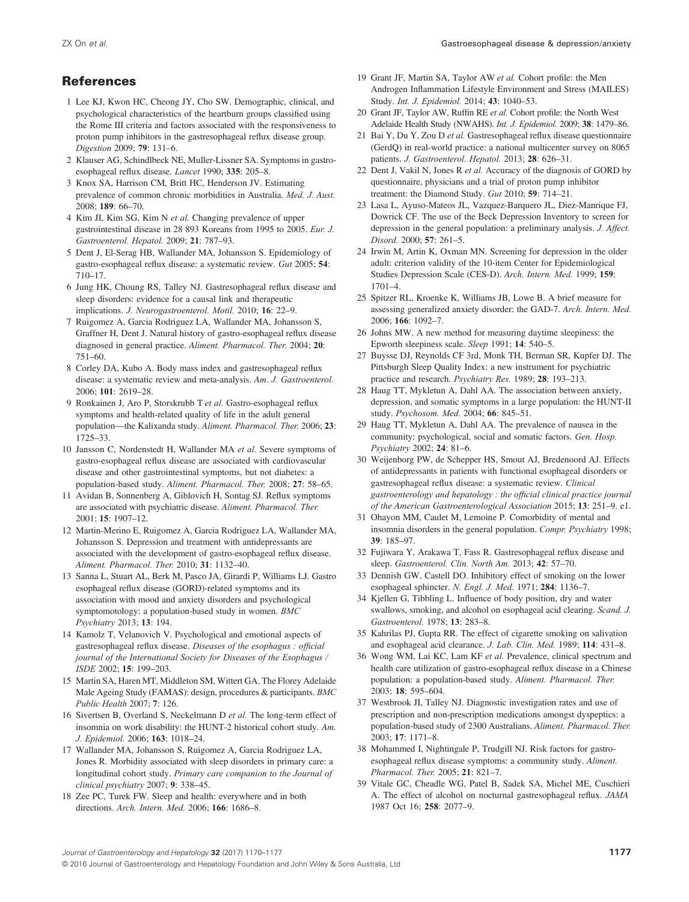## References

1 Lee KJ, Kwon HC, Cheong JY, Cho SW. Demographic, clinical, and psychological characteristics of the heartburn groups classified using the Rome III criteria and factors associated with the responsiveness to proton pump inhibitors in the gastroesophageal reflux disease group. *Digestion* 2009; **79**: 131–6.

2 Klauser AG, Schindlbeck NE, Muller-Lissner SA. Symptoms in gastro-esophageal reflux disease. *Lancet* 1990; **335**: 205–8.

3 Knox SA, Harrison CM, Britt HC, Henderson JV. Estimating prevalence of common chronic morbidities in Australia. *Med. J. Aust.* 2008; **189**: 66–70.

4 Kim JI, Kim SG, Kim N *et al.* Changing prevalence of upper gastrointestinal disease in 28 893 Koreans from 1995 to 2005. *Eur. J. Gastroenterol. Hepatol.* 2009; **21**: 787–93.

5 Dent J, El-Serag HB, Wallander MA, Johansson S. Epidemiology of gastro-esophageal reflux disease: a systematic review. *Gut* 2005; **54**: 710–17.

6 Jung HK, Choung RS, Talley NJ. Gastresophageal reflux disease and sleep disorders: evidence for a causal link and therapeutic implications. *J. Neurogastroenterol. Motil.* 2010; **16**: 22–9.

7 Ruigomez A, Garcia Rodriguez LA, Wallander MA, Johansson S, Graffner H, Dent J. Natural history of gastro-esophageal reflux disease diagnosed in general practice. *Aliment. Pharmacol. Ther.* 2004; **20**: 751–60.

8 Corley DA, Kubo A. Body mass index and gastresophageal reflux disease: a systematic review and meta-analysis. *Am. J. Gastroenterol.* 2006; **101**: 2619–28.

9 Ronkainen J, Aro P, Storskrubb T *et al.* Gastro-esophageal reflux symptoms and health-related quality of life in the adult general population—the Kalixanda study. *Aliment. Pharmacol. Ther.* 2006; **23**: 1725–33.

10 Jansson C, Nordenstedt H, Wallander MA *et al.* Severe symptoms of gastro-esophageal reflux disease are associated with cardiovascular disease and other gastrointestinal symptoms, but not diabetes: a population-based study. *Aliment. Pharmacol. Ther.* 2008; **27**: 58–65.

11 Avidan B, Sonnenberg A, Giblovich H, Sontag SJ. Reflux symptoms are associated with psychiatric disease. *Aliment. Pharmacol. Ther.* 2001; **15**: 1907–12.

12 Martin-Merino E, Ruigomez A, Garcia Rodriguez LA, Wallander MA, Johansson S. Depression and treatment with antidepressants are associated with the development of gastro-esophageal reflux disease. *Aliment. Pharmacol. Ther.* 2010; **31**: 1132–40.

13 Sanna L, Stuart AL, Berk M, Pasco JA, Girardi P, Williams LJ. Gastro esophageal reflux disease (GORD)-related symptoms and its association with mood and anxiety disorders and psychological symptomotology: a population-based study in women. *BMC Psychiatry* 2013; **13**: 194.

14 Kamolz T, Velanovich V. Psychological and emotional aspects of gastresophageal reflux disease. *Diseases of the esophagus : official journal of the International Society for Diseases of the Esophagus / ISDE* 2002; **15**: 199–203.

15 Martin SA, Haren MT, Middleton SM, Wittert GA. The Florey Adelaide Male Ageing Study (FAMAS): design, procedures & participants. *BMC Public Health* 2007; **7**: 126.

16 Sivertsen B, Overland S, Neckelmann D *et al.* The long-term effect of insomnia on work disability: the HUNT-2 historical cohort study. *Am. J. Epidemiol.* 2006; **163**: 1018–24.

17 Wallander MA, Johansson S, Ruigomez A, Garcia Rodriguez LA, Jones R. Morbidity associated with sleep disorders in primary care: a longitudinal cohort study. *Primary care companion to the Journal of clinical psychiatry* 2007; **9**: 338–45.

18 Zee PC, Turek FW. Sleep and health: everywhere and in both directions. *Arch. Intern. Med.* 2006; **166**: 1686–8.

19 Grant JF, Martin SA, Taylor AW *et al.* Cohort profile: the Men Androgen Inflammation Lifestyle Environment and Stress (MAILES) Study. *Int. J. Epidemiol.* 2014; **43**: 1040–53.

20 Grant JF, Taylor AW, Ruffin RE *et al.* Cohort profile: the North West Adelaide Health Study (NWAHS). *Int. J. Epidemiol.* 2009; **38**: 1479–86.

21 Bai Y, Du Y, Zou D *et al.* Gastroesophageal reflux disease questionnaire (GerdQ) in real-world practice: a national multicenter survey on 8065 patients. *J. Gastroenterol. Hepatol.* 2013; **28**: 626–31.

22 Dent J, Vakil N, Jones R *et al.* Accuracy of the diagnosis of GORD by questionnaire, physicians and a trial of proton pump inhibitor treatment: the Diamond Study. *Gut* 2010; **59**: 714–21.

23 Lasa L, Ayuso-Mateos JL, Vazquez-Barquero JL, Diez-Manrique FJ, Dowrick CF. The use of the Beck Depression Inventory to screen for depression in the general population: a preliminary analysis. *J. Affect. Disord.* 2000; **57**: 261–5.

24 Irwin M, Artin K, Oxman MN. Screening for depression in the older adult: criterion validity of the 10-item Center for Epidemiological Studies Depression Scale (CES-D). *Arch. Intern. Med.* 1999; **159**: 1701–4.

25 Spitzer RL, Kroenke K, Williams JB, Lowe B. A brief measure for assessing generalized anxiety disorder: the GAD-7. *Arch. Intern. Med.* 2006; **166**: 1092–7.

26 Johns MW. A new method for measuring daytime sleepiness: the Epworth sleepiness scale. *Sleep* 1991; **14**: 540–5.

27 Buysse DJ, Reynolds CF 3rd, Monk TH, Berman SR, Kupfer DJ. The Pittsburgh Sleep Quality Index: a new instrument for psychiatric practice and research. *Psychiatry Res.* 1989; **28**: 193–213.

28 Haug TT, Mykletun A, Dahl AA. The association between anxiety, depression, and somatic symptoms in a large population: the HUNT-II study. *Psychosom. Med.* 2004; **66**: 845–51.

29 Haug TT, Mykletun A, Dahl AA. The prevalence of nausea in the community: psychological, social and somatic factors. *Gen. Hosp. Psychiatry* 2002; **24**: 81–6.

30 Weijenborg PW, de Schepper HS, Smout AJ, Bredenoord AJ. Effects of antidepressants in patients with functional esophageal disorders or gastresophageal reflux disease: a systematic review. *Clinical gastroenterology and hepatology : the official clinical practice journal of the American Gastroenterological Association* 2015; **13**: 251–9. e1.

31 Ohayon MM, Caulet M, Lemoine P. Comorbidity of mental and insomnia disorders in the general population. *Compr. Psychiatry* 1998; **39**: 185–97.

32 Fujiwara Y, Arakawa T, Fass R. Gastresophageal reflux disease and sleep. *Gastroenterol. Clin. North Am.* 2013; **42**: 57–70.

33 Dennish GW, Castell DO. Inhibitory effect of smoking on the lower esophageal sphincter. *N. Engl. J. Med.* 1971; **284**: 1136–7.

34 Kjellen G, Tibbling L. Influence of body position, dry and water swallows, smoking, and alcohol on esophageal acid clearing. *Scand. J. Gastroenterol.* 1978; **13**: 283–8.

35 Kahrilas PJ, Gupta RR. The effect of cigarette smoking on salivation and esophageal acid clearance. *J. Lab. Clin. Med.* 1989; **114**: 431–8.

36 Wong WM, Lai KC, Lam KF *et al.* Prevalence, clinical spectrum and health care utilization of gastro-esophageal reflux disease in a Chinese population: a population-based study. *Aliment. Pharmacol. Ther.* 2003; **18**: 595–604.

37 Westbrook JI, Talley NJ. Diagnostic investigation rates and use of prescription and non-prescription medications amongst dyspeptics: a population-based study of 2300 Australians. *Aliment. Pharmacol. Ther.* 2003; **17**: 1171–8.

38 Mohammed I, Nightingale P, Trudgill NJ. Risk factors for gastro-esophageal reflux disease symptoms: a community study. *Aliment. Pharmacol. Ther.* 2005; **21**: 821–7.

39 Vitale GC, Cheadle WG, Patel B, Sadek SA, Michel ME, Cuschieri A. The effect of alcohol on nocturnal gastresophageal reflux. *JAMA* 1987 Oct 16; **258**: 2077–9.